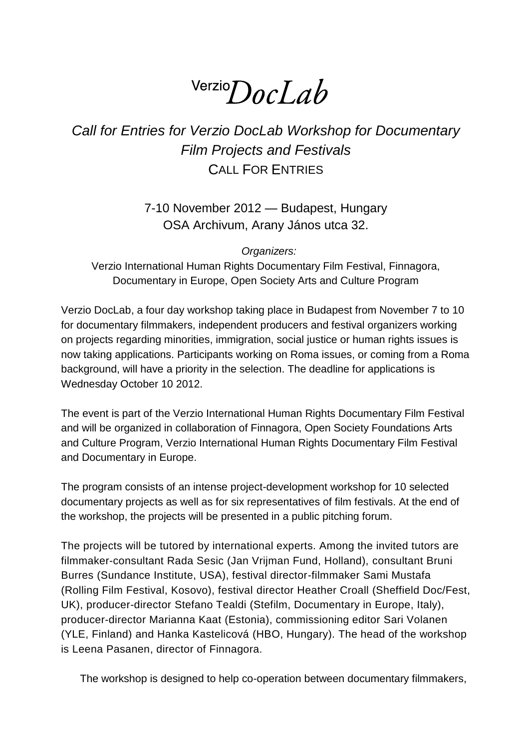# Verzio*DocLab*

## *Call for Entries for Verzio DocLab Workshop for Documentary Film Projects and Festivals*

CALL FOR ENTRIES

7-10 November 2012 — Budapest, Hungary
OSA Archivum, Arany János utca 32.

*Organizers:*
Verzio International Human Rights Documentary Film Festival, Finnagora, Documentary in Europe, Open Society Arts and Culture Program

Verzio DocLab, a four day workshop taking place in Budapest from November 7 to 10 for documentary filmmakers, independent producers and festival organizers working on projects regarding minorities, immigration, social justice or human rights issues is now taking applications. Participants working on Roma issues, or coming from a Roma background, will have a priority in the selection. The deadline for applications is Wednesday October 10 2012.

The event is part of the Verzio International Human Rights Documentary Film Festival and will be organized in collaboration of Finnagora, Open Society Foundations Arts and Culture Program, Verzio International Human Rights Documentary Film Festival and Documentary in Europe.

The program consists of an intense project-development workshop for 10 selected documentary projects as well as for six representatives of film festivals. At the end of the workshop, the projects will be presented in a public pitching forum.

The projects will be tutored by international experts. Among the invited tutors are filmmaker-consultant Rada Sesic (Jan Vrijman Fund, Holland), consultant Bruni Burres (Sundance Institute, USA), festival director-filmmaker Sami Mustafa (Rolling Film Festival, Kosovo), festival director Heather Croall (Sheffield Doc/Fest, UK), producer-director Stefano Tealdi (Stefilm, Documentary in Europe, Italy), producer-director Marianna Kaat (Estonia), commissioning editor Sari Volanen (YLE, Finland) and Hanka Kastelicová (HBO, Hungary). The head of the workshop is Leena Pasanen, director of Finnagora.

The workshop is designed to help co-operation between documentary filmmakers,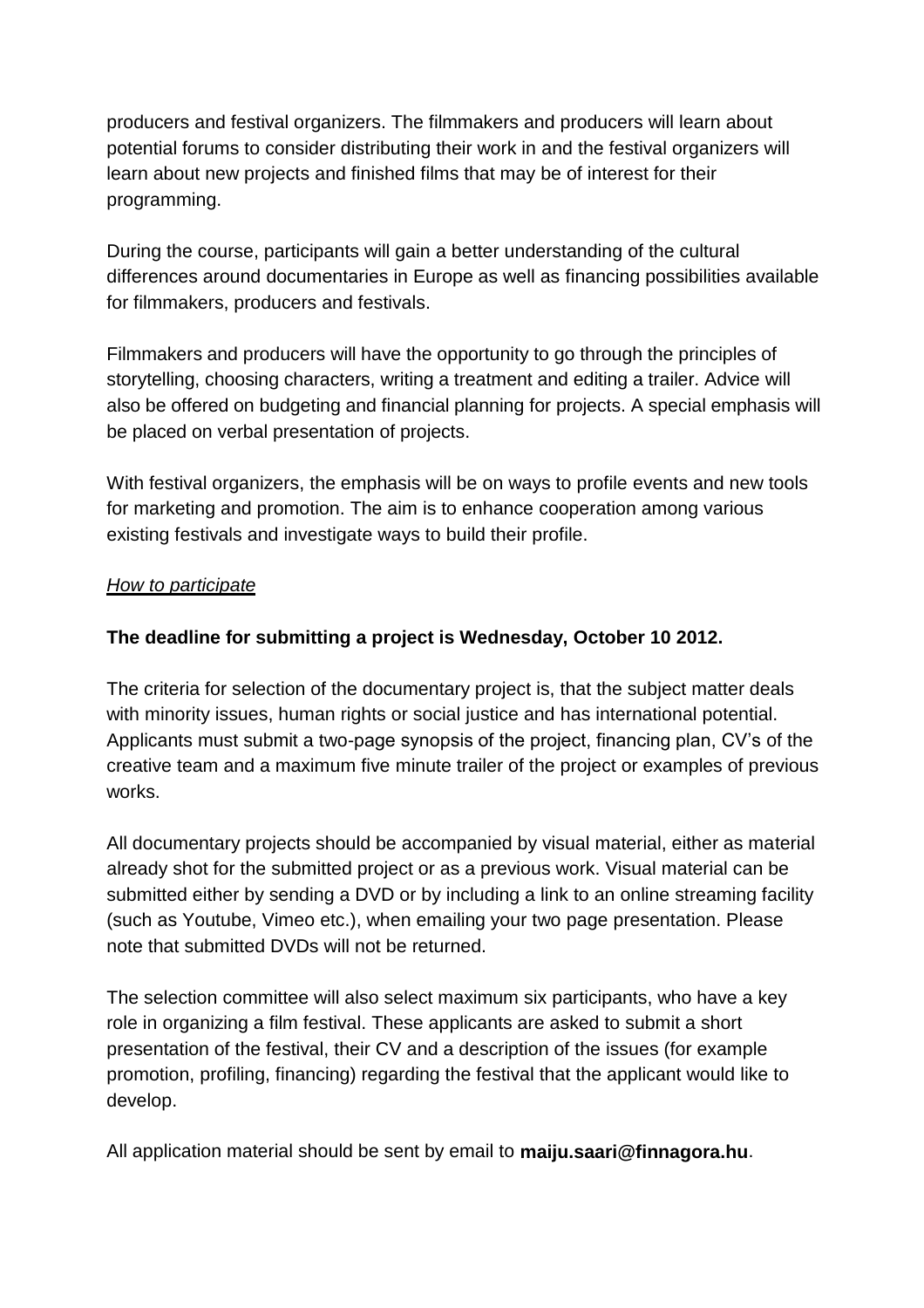producers and festival organizers. The filmmakers and producers will learn about potential forums to consider distributing their work in and the festival organizers will learn about new projects and finished films that may be of interest for their programming.

During the course, participants will gain a better understanding of the cultural differences around documentaries in Europe as well as financing possibilities available for filmmakers, producers and festivals.

Filmmakers and producers will have the opportunity to go through the principles of storytelling, choosing characters, writing a treatment and editing a trailer. Advice will also be offered on budgeting and financial planning for projects. A special emphasis will be placed on verbal presentation of projects.

With festival organizers, the emphasis will be on ways to profile events and new tools for marketing and promotion. The aim is to enhance cooperation among various existing festivals and investigate ways to build their profile.

*How to participate*

**The deadline for submitting a project is Wednesday, October 10 2012.**

The criteria for selection of the documentary project is, that the subject matter deals with minority issues, human rights or social justice and has international potential. Applicants must submit a two-page synopsis of the project, financing plan, CV's of the creative team and a maximum five minute trailer of the project or examples of previous works.

All documentary projects should be accompanied by visual material, either as material already shot for the submitted project or as a previous work. Visual material can be submitted either by sending a DVD or by including a link to an online streaming facility (such as Youtube, Vimeo etc.), when emailing your two page presentation. Please note that submitted DVDs will not be returned.

The selection committee will also select maximum six participants, who have a key role in organizing a film festival. These applicants are asked to submit a short presentation of the festival, their CV and a description of the issues (for example promotion, profiling, financing) regarding the festival that the applicant would like to develop.

All application material should be sent by email to **maiju.saari@finnagora.hu**.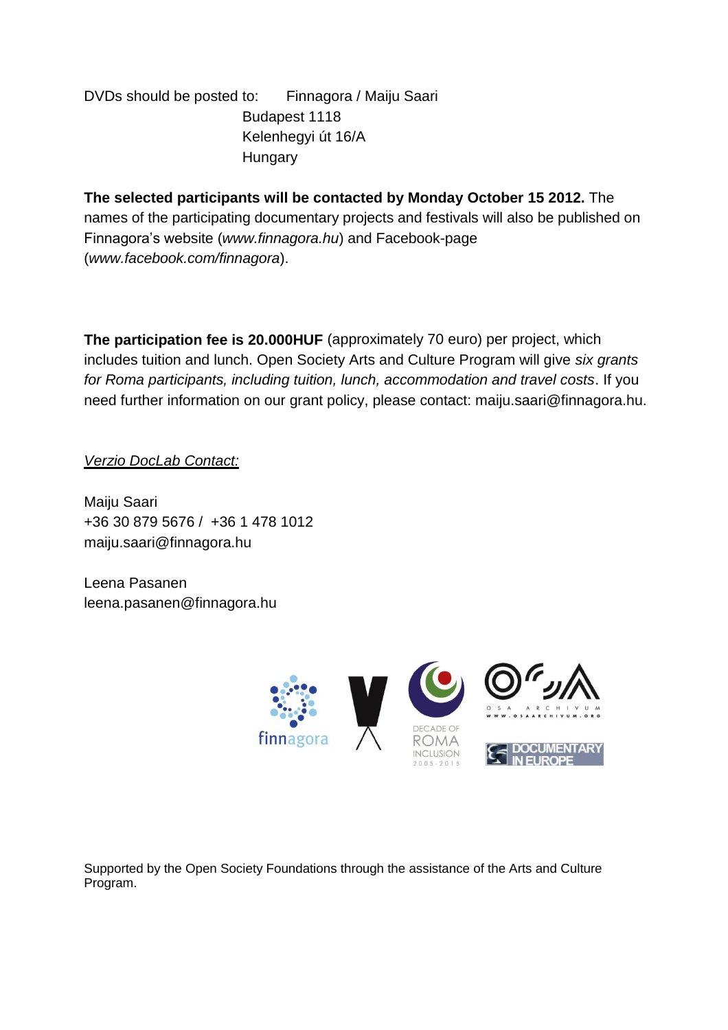DVDs should be posted to: Finnagora / Maiju Saari
Budapest 1118
Kelenhegyi út 16/A
Hungary

**The selected participants will be contacted by Monday October 15 2012.** The names of the participating documentary projects and festivals will also be published on Finnagora's website (*www.finnagora.hu*) and Facebook-page (*www.facebook.com/finnagora*).

**The participation fee is 20.000HUF** (approximately 70 euro) per project, which includes tuition and lunch. Open Society Arts and Culture Program will give *six grants for Roma participants, including tuition, lunch, accommodation and travel costs*. If you need further information on our grant policy, please contact: maiju.saari@finnagora.hu.

*Verzio DocLab Contact:*

Maiju Saari
+36 30 879 5676 / +36 1 478 1012
maiju.saari@finnagora.hu

Leena Pasanen
leena.pasanen@finnagora.hu

Supported by the Open Society Foundations through the assistance of the Arts and Culture Program.